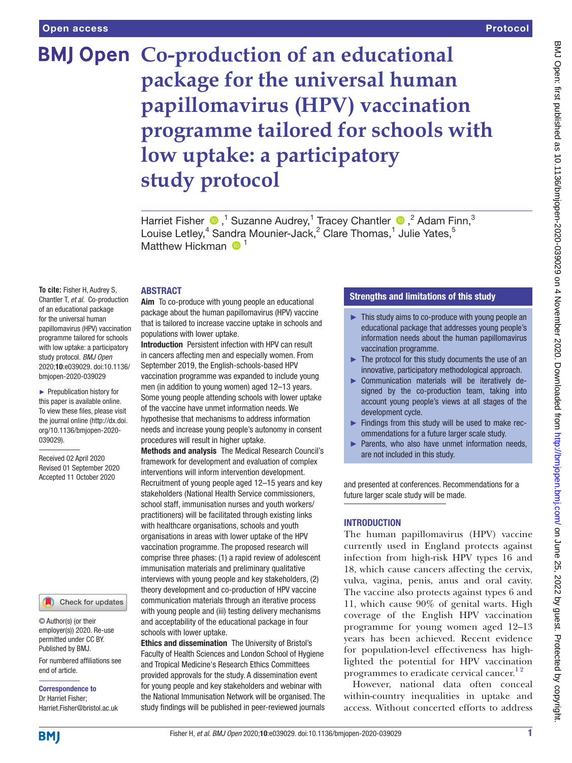# Co-production of an educational package for the universal human papillomavirus (HPV) vaccination programme tailored for schools with low uptake: a participatory study protocol

Harriet Fisher [1], Suzanne Audrey,[1] Tracey Chantler [2], Adam Finn,[3] Louise Letley,[4] Sandra Mounier-Jack,[2] Clare Thomas,[1] Julie Yates,[5] Matthew Hickman [1]

**To cite:** Fisher H, Audrey S, Chantler T, *et al*. Co-production of an educational package for the universal human papillomavirus (HPV) vaccination programme tailored for schools with low uptake: a participatory study protocol. *BMJ Open* 2020;**10**:e039029. doi:10.1136/bmjopen-2020-039029

► Prepublication history for this paper is available online. To view these files, please visit the journal online (http://dx.doi.org/10.1136/bmjopen-2020-039029).

Received 02 April 2020
Revised 01 September 2020
Accepted 11 October 2020

© Author(s) (or their employer(s)) 2020. Re-use permitted under CC BY. Published by BMJ.

For numbered affiliations see end of article.

**Correspondence to**
Dr Harriet Fisher;
Harriet.Fisher@bristol.ac.uk

## ABSTRACT

**Aim** To co-produce with young people an educational package about the human papillomavirus (HPV) vaccine that is tailored to increase vaccine uptake in schools and populations with lower uptake.

**Introduction** Persistent infection with HPV can result in cancers affecting men and especially women. From September 2019, the English-schools-based HPV vaccination programme was expanded to include young men (in addition to young women) aged 12–13 years. Some young people attending schools with lower uptake of the vaccine have unmet information needs. We hypothesise that mechanisms to address information needs and increase young people's autonomy in consent procedures will result in higher uptake.

**Methods and analysis** The Medical Research Council's framework for development and evaluation of complex interventions will inform intervention development. Recruitment of young people aged 12–15 years and key stakeholders (National Health Service commissioners, school staff, immunisation nurses and youth workers/practitioners) will be facilitated through existing links with healthcare organisations, schools and youth organisations in areas with lower uptake of the HPV vaccination programme. The proposed research will comprise three phases: (1) a rapid review of adolescent immunisation materials and preliminary qualitative interviews with young people and key stakeholders, (2) theory development and co-production of HPV vaccine communication materials through an iterative process with young people and (iii) testing delivery mechanisms and acceptability of the educational package in four schools with lower uptake.

**Ethics and dissemination** The University of Bristol's Faculty of Health Sciences and London School of Hygiene and Tropical Medicine's Research Ethics Committees provided approvals for the study. A dissemination event for young people and key stakeholders and webinar with the National Immunisation Network will be organised. The study findings will be published in peer-reviewed journals and presented at conferences. Recommendations for a future larger scale study will be made.

## Strengths and limitations of this study

- ► This study aims to co-produce with young people an educational package that addresses young people's information needs about the human papillomavirus vaccination programme.
- ► The protocol for this study documents the use of an innovative, participatory methodological approach.
- ► Communication materials will be iteratively designed by the co-production team, taking into account young people's views at all stages of the development cycle.
- ► Findings from this study will be used to make recommendations for a future larger scale study.
- ► Parents, who also have unmet information needs, are not included in this study.

## INTRODUCTION

The human papillomavirus (HPV) vaccine currently used in England protects against infection from high-risk HPV types 16 and 18, which cause cancers affecting the cervix, vulva, vagina, penis, anus and oral cavity. The vaccine also protects against types 6 and 11, which cause 90% of genital warts. High coverage of the English HPV vaccination programme for young women aged 12–13 years has been achieved. Recent evidence for population-level effectiveness has highlighted the potential for HPV vaccination programmes to eradicate cervical cancer.[1 2]

However, national data often conceal within-country inequalities in uptake and access. Without concerted efforts to address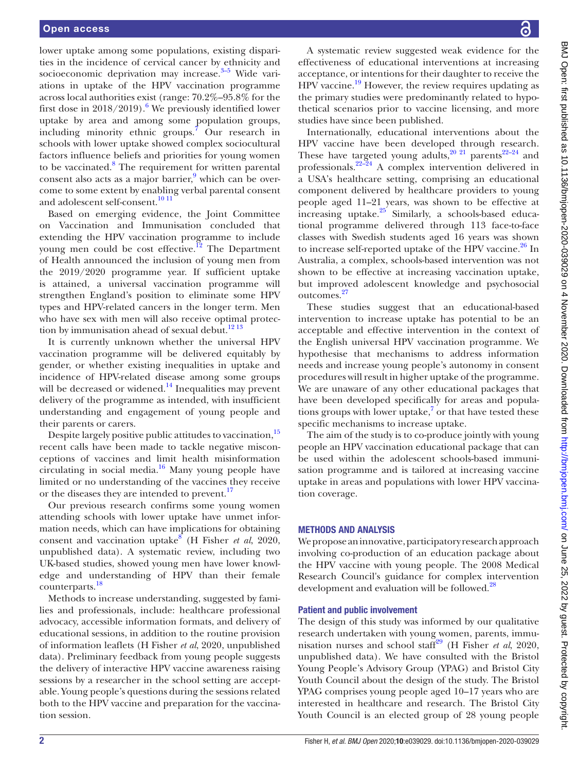lower uptake among some populations, existing disparities in the incidence of cervical cancer by ethnicity and socioeconomic deprivation may increase.[3–5] Wide variations in uptake of the HPV vaccination programme across local authorities exist (range: 70.2%–95.8% for the first dose in 2018/2019).[6] We previously identified lower uptake by area and among some population groups, including minority ethnic groups.[7] Our research in schools with lower uptake showed complex sociocultural factors influence beliefs and priorities for young women to be vaccinated.[8] The requirement for written parental consent also acts as a major barrier,[9] which can be overcome to some extent by enabling verbal parental consent and adolescent self-consent.[10 11]

Based on emerging evidence, the Joint Committee on Vaccination and Immunisation concluded that extending the HPV vaccination programme to include young men could be cost effective.[12] The Department of Health announced the inclusion of young men from the 2019/2020 programme year. If sufficient uptake is attained, a universal vaccination programme will strengthen England's position to eliminate some HPV types and HPV-related cancers in the longer term. Men who have sex with men will also receive optimal protection by immunisation ahead of sexual debut.[12 13]

It is currently unknown whether the universal HPV vaccination programme will be delivered equitably by gender, or whether existing inequalities in uptake and incidence of HPV-related disease among some groups will be decreased or widened.[14] Inequalities may prevent delivery of the programme as intended, with insufficient understanding and engagement of young people and their parents or carers.

Despite largely positive public attitudes to vaccination,[15] recent calls have been made to tackle negative misconceptions of vaccines and limit health misinformation circulating in social media.[16] Many young people have limited or no understanding of the vaccines they receive or the diseases they are intended to prevent.[17]

Our previous research confirms some young women attending schools with lower uptake have unmet information needs, which can have implications for obtaining consent and vaccination uptake[8] (H Fisher *et al*, 2020, unpublished data). A systematic review, including two UK-based studies, showed young men have lower knowledge and understanding of HPV than their female counterparts.[18]

Methods to increase understanding, suggested by families and professionals, include: healthcare professional advocacy, accessible information formats, and delivery of educational sessions, in addition to the routine provision of information leaflets (H Fisher *et al*, 2020, unpublished data). Preliminary feedback from young people suggests the delivery of interactive HPV vaccine awareness raising sessions by a researcher in the school setting are acceptable. Young people's questions during the sessions related both to the HPV vaccine and preparation for the vaccination session.

A systematic review suggested weak evidence for the effectiveness of educational interventions at increasing acceptance, or intentions for their daughter to receive the HPV vaccine.[19] However, the review requires updating as the primary studies were predominantly related to hypothetical scenarios prior to vaccine licensing, and more studies have since been published.

Internationally, educational interventions about the HPV vaccine have been developed through research. These have targeted young adults,[20 21] parents[22–24] and professionals.[22–24] A complex intervention delivered in a USA's healthcare setting, comprising an educational component delivered by healthcare providers to young people aged 11–21 years, was shown to be effective at increasing uptake.[25] Similarly, a schools-based educational programme delivered through 113 face-to-face classes with Swedish students aged 16 years was shown to increase self-reported uptake of the HPV vaccine.[26] In Australia, a complex, schools-based intervention was not shown to be effective at increasing vaccination uptake, but improved adolescent knowledge and psychosocial outcomes.[27]

These studies suggest that an educational-based intervention to increase uptake has potential to be an acceptable and effective intervention in the context of the English universal HPV vaccination programme. We hypothesise that mechanisms to address information needs and increase young people's autonomy in consent procedures will result in higher uptake of the programme. We are unaware of any other educational packages that have been developed specifically for areas and populations groups with lower uptake,[7] or that have tested these specific mechanisms to increase uptake.

The aim of the study is to co-produce jointly with young people an HPV vaccination educational package that can be used within the adolescent schools-based immunisation programme and is tailored at increasing vaccine uptake in areas and populations with lower HPV vaccination coverage.

## METHODS AND ANALYSIS

We propose an innovative, participatory research approach involving co-production of an education package about the HPV vaccine with young people. The 2008 Medical Research Council's guidance for complex intervention development and evaluation will be followed.[28]

### Patient and public involvement

The design of this study was informed by our qualitative research undertaken with young women, parents, immunisation nurses and school staff[29] (H Fisher *et al*, 2020, unpublished data). We have consulted with the Bristol Young People's Advisory Group (YPAG) and Bristol City Youth Council about the design of the study. The Bristol YPAG comprises young people aged 10–17 years who are interested in healthcare and research. The Bristol City Youth Council is an elected group of 28 young people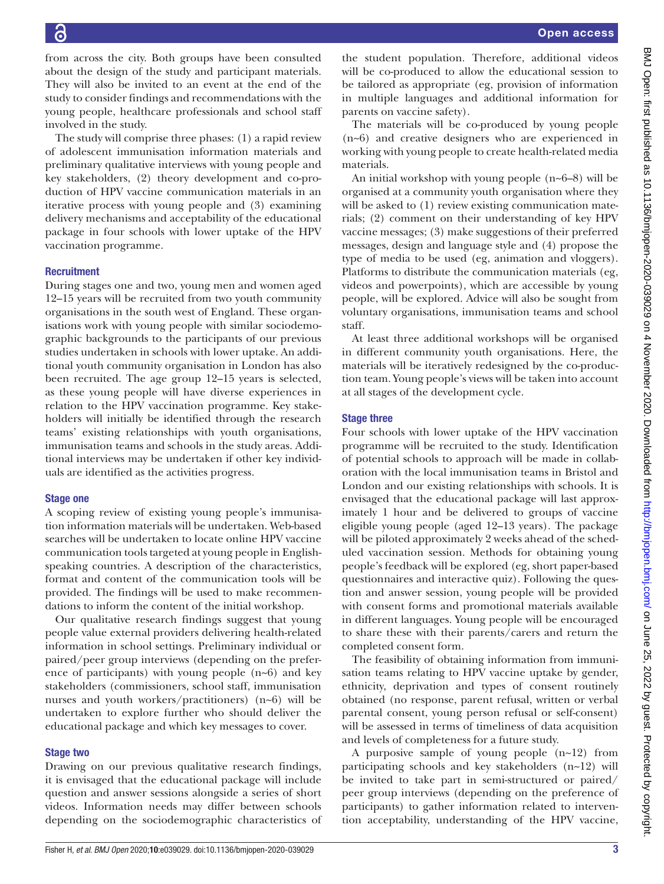from across the city. Both groups have been consulted about the design of the study and participant materials. They will also be invited to an event at the end of the study to consider findings and recommendations with the young people, healthcare professionals and school staff involved in the study.

The study will comprise three phases: (1) a rapid review of adolescent immunisation information materials and preliminary qualitative interviews with young people and key stakeholders, (2) theory development and co-production of HPV vaccine communication materials in an iterative process with young people and (3) examining delivery mechanisms and acceptability of the educational package in four schools with lower uptake of the HPV vaccination programme.

### Recruitment

During stages one and two, young men and women aged 12–15 years will be recruited from two youth community organisations in the south west of England. These organisations work with young people with similar sociodemographic backgrounds to the participants of our previous studies undertaken in schools with lower uptake. An additional youth community organisation in London has also been recruited. The age group 12–15 years is selected, as these young people will have diverse experiences in relation to the HPV vaccination programme. Key stakeholders will initially be identified through the research teams' existing relationships with youth organisations, immunisation teams and schools in the study areas. Additional interviews may be undertaken if other key individuals are identified as the activities progress.

### Stage one

A scoping review of existing young people's immunisation information materials will be undertaken. Web-based searches will be undertaken to locate online HPV vaccine communication tools targeted at young people in English-speaking countries. A description of the characteristics, format and content of the communication tools will be provided. The findings will be used to make recommendations to inform the content of the initial workshop.

Our qualitative research findings suggest that young people value external providers delivering health-related information in school settings. Preliminary individual or paired/peer group interviews (depending on the preference of participants) with young people (n~6) and key stakeholders (commissioners, school staff, immunisation nurses and youth workers/practitioners) (n~6) will be undertaken to explore further who should deliver the educational package and which key messages to cover.

### Stage two

Drawing on our previous qualitative research findings, it is envisaged that the educational package will include question and answer sessions alongside a series of short videos. Information needs may differ between schools depending on the sociodemographic characteristics of the student population. Therefore, additional videos will be co-produced to allow the educational session to be tailored as appropriate (eg, provision of information in multiple languages and additional information for parents on vaccine safety).

The materials will be co-produced by young people (n~6) and creative designers who are experienced in working with young people to create health-related media materials.

An initial workshop with young people (n~6–8) will be organised at a community youth organisation where they will be asked to (1) review existing communication materials; (2) comment on their understanding of key HPV vaccine messages; (3) make suggestions of their preferred messages, design and language style and (4) propose the type of media to be used (eg, animation and vloggers). Platforms to distribute the communication materials (eg, videos and powerpoints), which are accessible by young people, will be explored. Advice will also be sought from voluntary organisations, immunisation teams and school staff.

At least three additional workshops will be organised in different community youth organisations. Here, the materials will be iteratively redesigned by the co-production team. Young people's views will be taken into account at all stages of the development cycle.

### Stage three

Four schools with lower uptake of the HPV vaccination programme will be recruited to the study. Identification of potential schools to approach will be made in collaboration with the local immunisation teams in Bristol and London and our existing relationships with schools. It is envisaged that the educational package will last approximately 1 hour and be delivered to groups of vaccine eligible young people (aged 12–13 years). The package will be piloted approximately 2 weeks ahead of the scheduled vaccination session. Methods for obtaining young people's feedback will be explored (eg, short paper-based questionnaires and interactive quiz). Following the question and answer session, young people will be provided with consent forms and promotional materials available in different languages. Young people will be encouraged to share these with their parents/carers and return the completed consent form.

The feasibility of obtaining information from immunisation teams relating to HPV vaccine uptake by gender, ethnicity, deprivation and types of consent routinely obtained (no response, parent refusal, written or verbal parental consent, young person refusal or self-consent) will be assessed in terms of timeliness of data acquisition and levels of completeness for a future study.

A purposive sample of young people (n~12) from participating schools and key stakeholders (n~12) will be invited to take part in semi-structured or paired/peer group interviews (depending on the preference of participants) to gather information related to intervention acceptability, understanding of the HPV vaccine,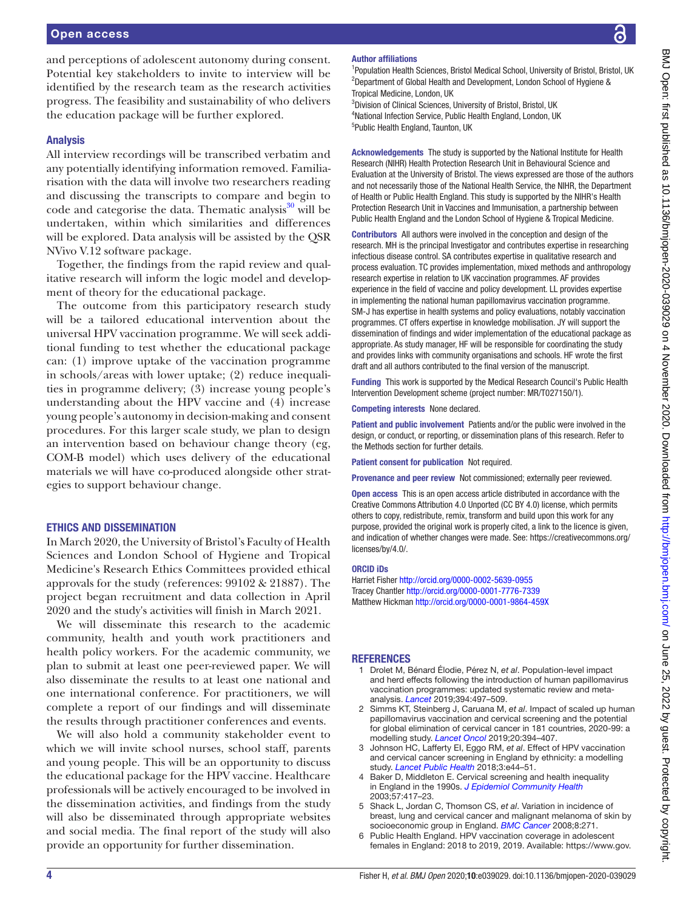and perceptions of adolescent autonomy during consent. Potential key stakeholders to invite to interview will be identified by the research team as the research activities progress. The feasibility and sustainability of who delivers the education package will be further explored.

### Analysis

All interview recordings will be transcribed verbatim and any potentially identifying information removed. Familiarisation with the data will involve two researchers reading and discussing the transcripts to compare and begin to code and categorise the data. Thematic analysis[30] will be undertaken, within which similarities and differences will be explored. Data analysis will be assisted by the QSR NVivo V.12 software package.

Together, the findings from the rapid review and qualitative research will inform the logic model and development of theory for the educational package.

The outcome from this participatory research study will be a tailored educational intervention about the universal HPV vaccination programme. We will seek additional funding to test whether the educational package can: (1) improve uptake of the vaccination programme in schools/areas with lower uptake; (2) reduce inequalities in programme delivery; (3) increase young people's understanding about the HPV vaccine and (4) increase young people's autonomy in decision-making and consent procedures. For this larger scale study, we plan to design an intervention based on behaviour change theory (eg, COM-B model) which uses delivery of the educational materials we will have co-produced alongside other strategies to support behaviour change.

## ETHICS AND DISSEMINATION

In March 2020, the University of Bristol's Faculty of Health Sciences and London School of Hygiene and Tropical Medicine's Research Ethics Committees provided ethical approvals for the study (references: 99102 & 21887). The project began recruitment and data collection in April 2020 and the study's activities will finish in March 2021.

We will disseminate this research to the academic community, health and youth work practitioners and health policy workers. For the academic community, we plan to submit at least one peer-reviewed paper. We will also disseminate the results to at least one national and one international conference. For practitioners, we will complete a report of our findings and will disseminate the results through practitioner conferences and events.

We will also hold a community stakeholder event to which we will invite school nurses, school staff, parents and young people. This will be an opportunity to discuss the educational package for the HPV vaccine. Healthcare professionals will be actively encouraged to be involved in the dissemination activities, and findings from the study will also be disseminated through appropriate websites and social media. The final report of the study will also provide an opportunity for further dissemination.

**Author affiliations**

[1]Population Health Sciences, Bristol Medical School, University of Bristol, Bristol, UK
[2]Department of Global Health and Development, London School of Hygiene & Tropical Medicine, London, UK
[3]Division of Clinical Sciences, University of Bristol, Bristol, UK
[4]National Infection Service, Public Health England, London, UK
[5]Public Health England, Taunton, UK

**Acknowledgements** The study is supported by the National Institute for Health Research (NIHR) Health Protection Research Unit in Behavioural Science and Evaluation at the University of Bristol. The views expressed are those of the authors and not necessarily those of the National Health Service, the NIHR, the Department of Health or Public Health England. This study is supported by the NIHR's Health Protection Research Unit in Vaccines and Immunisation, a partnership between Public Health England and the London School of Hygiene & Tropical Medicine.

**Contributors** All authors were involved in the conception and design of the research. MH is the principal Investigator and contributes expertise in researching infectious disease control. SA contributes expertise in qualitative research and process evaluation. TC provides implementation, mixed methods and anthropology research expertise in relation to UK vaccination programmes. AF provides experience in the field of vaccine and policy development. LL provides expertise in implementing the national human papillomavirus vaccination programme. SM-J has expertise in health systems and policy evaluations, notably vaccination programmes. CT offers expertise in knowledge mobilisation. JY will support the dissemination of findings and wider implementation of the educational package as appropriate. As study manager, HF will be responsible for coordinating the study and provides links with community organisations and schools. HF wrote the first draft and all authors contributed to the final version of the manuscript.

**Funding** This work is supported by the Medical Research Council's Public Health Intervention Development scheme (project number: MR/T027150/1).

**Competing interests** None declared.

**Patient and public involvement** Patients and/or the public were involved in the design, or conduct, or reporting, or dissemination plans of this research. Refer to the Methods section for further details.

**Patient consent for publication** Not required.

**Provenance and peer review** Not commissioned; externally peer reviewed.

**Open access** This is an open access article distributed in accordance with the Creative Commons Attribution 4.0 Unported (CC BY 4.0) license, which permits others to copy, redistribute, remix, transform and build upon this work for any purpose, provided the original work is properly cited, a link to the licence is given, and indication of whether changes were made. See: https://creativecommons.org/licenses/by/4.0/.

**ORCID iDs**

Harriet Fisher http://orcid.org/0000-0002-5639-0955
Tracey Chantler http://orcid.org/0000-0001-7776-7339
Matthew Hickman http://orcid.org/0000-0001-9864-459X

## REFERENCES

1. Drolet M, Bénard Élodie, Pérez N, *et al*. Population-level impact and herd effects following the introduction of human papillomavirus vaccination programmes: updated systematic review and meta-analysis. *Lancet* 2019;394:497–509.
2. Simms KT, Steinberg J, Caruana M, *et al*. Impact of scaled up human papillomavirus vaccination and cervical screening and the potential for global elimination of cervical cancer in 181 countries, 2020-99: a modelling study. *Lancet Oncol* 2019;20:394–407.
3. Johnson HC, Lafferty EI, Eggo RM, *et al*. Effect of HPV vaccination and cervical cancer screening in England by ethnicity: a modelling study. *Lancet Public Health* 2018;3:e44–51.
4. Baker D, Middleton E. Cervical screening and health inequality in England in the 1990s. *J Epidemiol Community Health* 2003;57:417–23.
5. Shack L, Jordan C, Thomson CS, *et al*. Variation in incidence of breast, lung and cervical cancer and malignant melanoma of skin by socioeconomic group in England. *BMC Cancer* 2008;8:271.
6. Public Health England. HPV vaccination coverage in adolescent females in England: 2018 to 2019, 2019. Available: https://www.gov.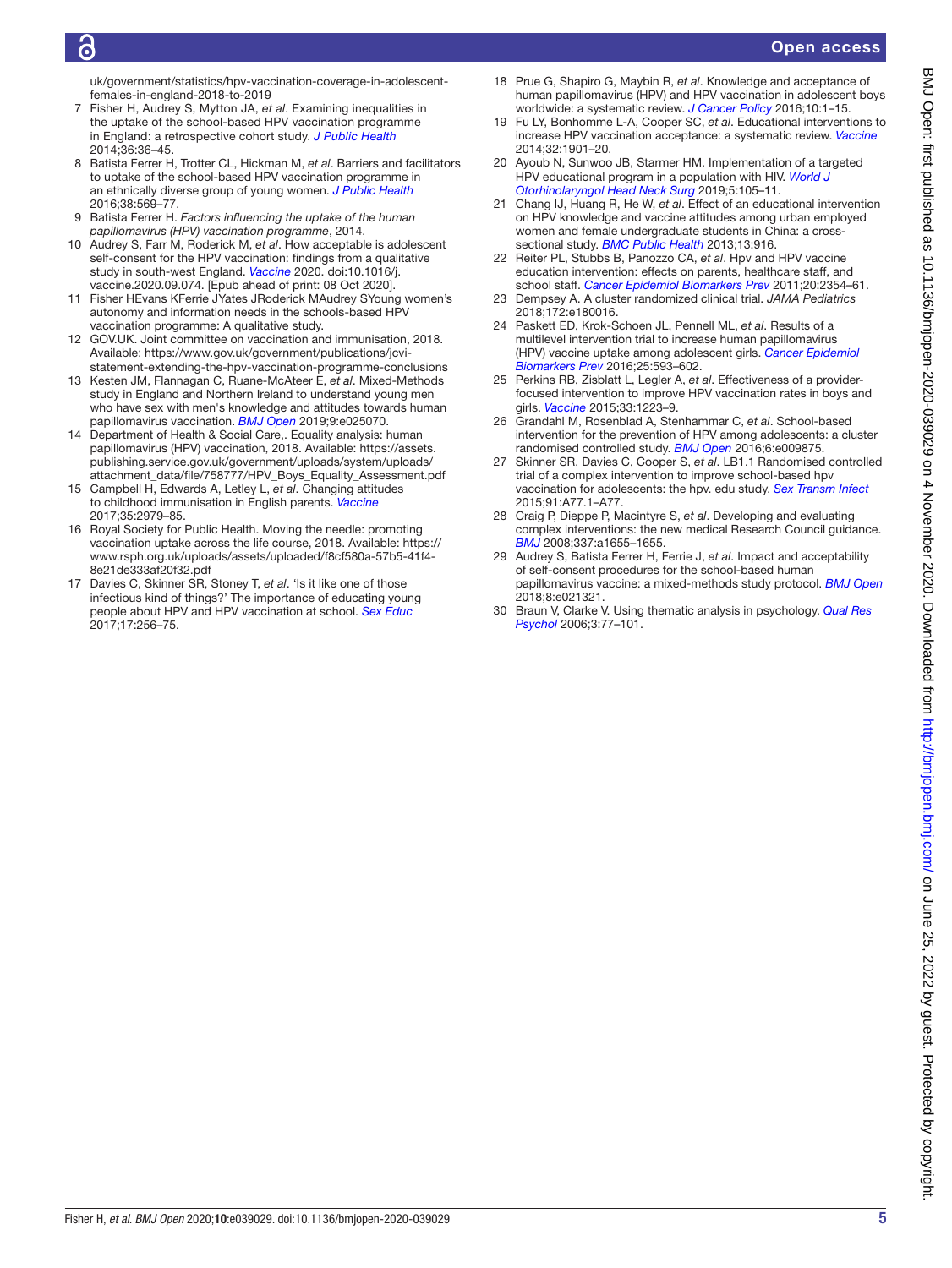uk/government/statistics/hpv-vaccination-coverage-in-adolescent-females-in-england-2018-to-2019

7 Fisher H, Audrey S, Mytton JA, *et al*. Examining inequalities in the uptake of the school-based HPV vaccination programme in England: a retrospective cohort study. *J Public Health* 2014;36:36–45.
8 Batista Ferrer H, Trotter CL, Hickman M, *et al*. Barriers and facilitators to uptake of the school-based HPV vaccination programme in an ethnically diverse group of young women. *J Public Health* 2016;38:569–77.
9 Batista Ferrer H. *Factors influencing the uptake of the human papillomavirus (HPV) vaccination programme*, 2014.
10 Audrey S, Farr M, Roderick M, *et al*. How acceptable is adolescent self-consent for the HPV vaccination: findings from a qualitative study in south-west England. *Vaccine* 2020. doi:10.1016/j.vaccine.2020.09.074. [Epub ahead of print: 08 Oct 2020].
11 Fisher HEvans KFerrie JYates JRoderick MAudrey SYoung women's autonomy and information needs in the schools-based HPV vaccination programme: A qualitative study.
12 GOV.UK. Joint committee on vaccination and immunisation, 2018. Available: https://www.gov.uk/government/publications/jcvi-statement-extending-the-hpv-vaccination-programme-conclusions
13 Kesten JM, Flannagan C, Ruane-McAteer E, *et al*. Mixed-Methods study in England and Northern Ireland to understand young men who have sex with men's knowledge and attitudes towards human papillomavirus vaccination. *BMJ Open* 2019;9:e025070.
14 Department of Health & Social Care,. Equality analysis: human papillomavirus (HPV) vaccination, 2018. Available: https://assets.publishing.service.gov.uk/government/uploads/system/uploads/attachment_data/file/758777/HPV_Boys_Equality_Assessment.pdf
15 Campbell H, Edwards A, Letley L, *et al*. Changing attitudes to childhood immunisation in English parents. *Vaccine* 2017;35:2979–85.
16 Royal Society for Public Health. Moving the needle: promoting vaccination uptake across the life course, 2018. Available: https://www.rsph.org.uk/uploads/assets/uploaded/f8cf580a-57b5-41f4-8e21de333af20f32.pdf
17 Davies C, Skinner SR, Stoney T, *et al*. 'Is it like one of those infectious kind of things?' The importance of educating young people about HPV and HPV vaccination at school. *Sex Educ* 2017;17:256–75.
18 Prue G, Shapiro G, Maybin R, *et al*. Knowledge and acceptance of human papillomavirus (HPV) and HPV vaccination in adolescent boys worldwide: a systematic review. *J Cancer Policy* 2016;10:1–15.
19 Fu LY, Bonhomme L-A, Cooper SC, *et al*. Educational interventions to increase HPV vaccination acceptance: a systematic review. *Vaccine* 2014;32:1901–20.
20 Ayoub N, Sunwoo JB, Starmer HM. Implementation of a targeted HPV educational program in a population with HIV. *World J Otorhinolaryngol Head Neck Surg* 2019;5:105–11.
21 Chang IJ, Huang R, He W, *et al*. Effect of an educational intervention on HPV knowledge and vaccine attitudes among urban employed women and female undergraduate students in China: a cross-sectional study. *BMC Public Health* 2013;13:916.
22 Reiter PL, Stubbs B, Panozzo CA, *et al*. Hpv and HPV vaccine education intervention: effects on parents, healthcare staff, and school staff. *Cancer Epidemiol Biomarkers Prev* 2011;20:2354–61.
23 Dempsey A. A cluster randomized clinical trial. *JAMA Pediatrics* 2018;172:e180016.
24 Paskett ED, Krok-Schoen JL, Pennell ML, *et al*. Results of a multilevel intervention trial to increase human papillomavirus (HPV) vaccine uptake among adolescent girls. *Cancer Epidemiol Biomarkers Prev* 2016;25:593–602.
25 Perkins RB, Zisblatt L, Legler A, *et al*. Effectiveness of a provider-focused intervention to improve HPV vaccination rates in boys and girls. *Vaccine* 2015;33:1223–9.
26 Grandahl M, Rosenblad A, Stenhammar C, *et al*. School-based intervention for the prevention of HPV among adolescents: a cluster randomised controlled study. *BMJ Open* 2016;6:e009875.
27 Skinner SR, Davies C, Cooper S, *et al*. LB1.1 Randomised controlled trial of a complex intervention to improve school-based hpv vaccination for adolescents: the hpv. edu study. *Sex Transm Infect* 2015;91:A77.1–A77.
28 Craig P, Dieppe P, Macintyre S, *et al*. Developing and evaluating complex interventions: the new medical Research Council guidance. *BMJ* 2008;337:a1655–1655.
29 Audrey S, Batista Ferrer H, Ferrie J, *et al*. Impact and acceptability of self-consent procedures for the school-based human papillomavirus vaccine: a mixed-methods study protocol. *BMJ Open* 2018;8:e021321.
30 Braun V, Clarke V. Using thematic analysis in psychology. *Qual Res Psychol* 2006;3:77–101.